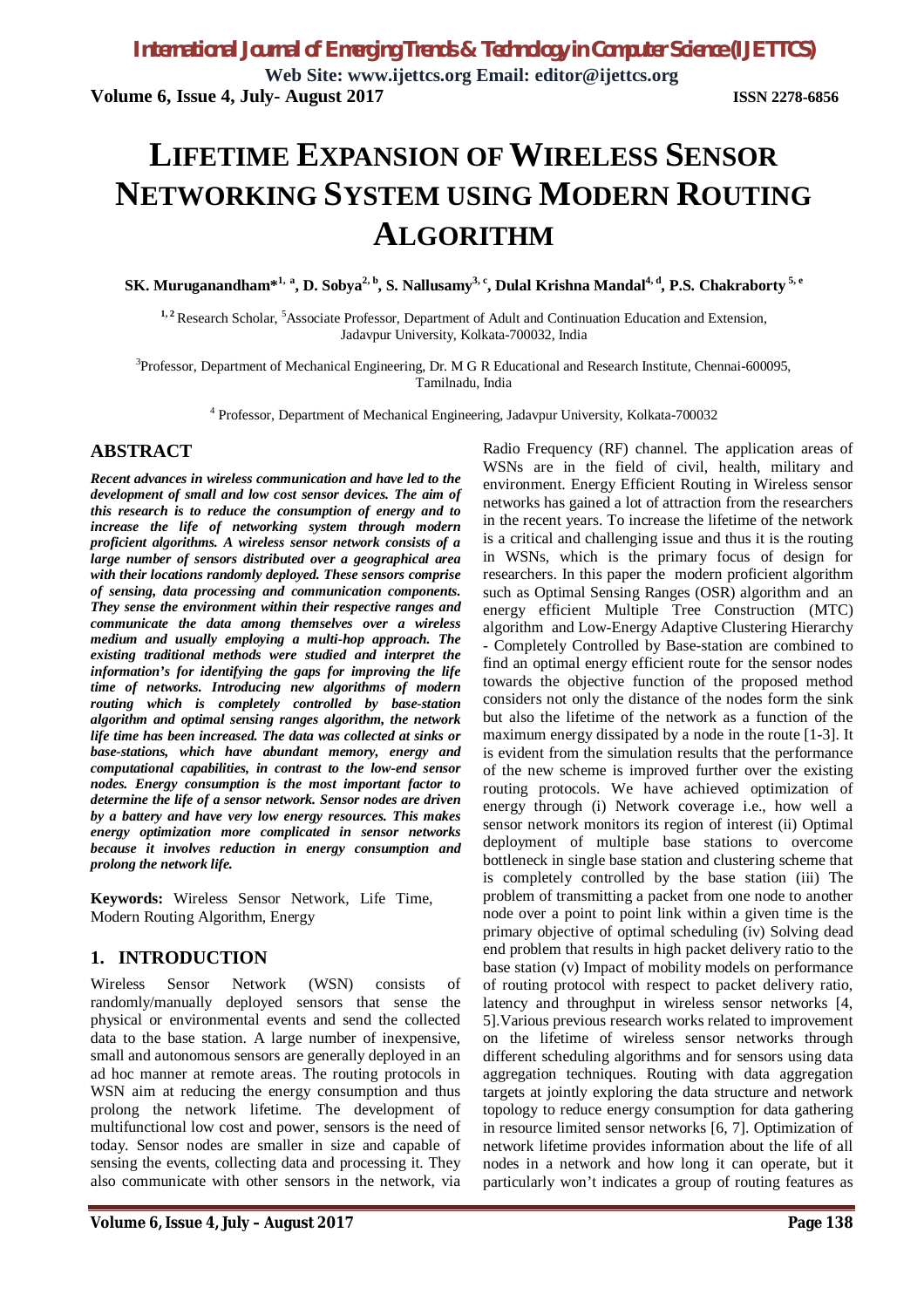# LIFETIME EXPANSION OF WIRELESS SENSOR NETWORKING SYSTEM USING MODERN ROUTING ALGORITHM

**SK. Muruganandham*[1, a], D. Sobya[2, b], S. Nallusamy[3, c], Dulal Krishna Mandal[4, d], P.S. Chakraborty[5, e]**

[1, 2] Research Scholar, [5]Associate Professor, Department of Adult and Continuation Education and Extension, Jadavpur University, Kolkata-700032, India

[3]Professor, Department of Mechanical Engineering, Dr. M G R Educational and Research Institute, Chennai-600095, Tamilnadu, India

[4] Professor, Department of Mechanical Engineering, Jadavpur University, Kolkata-700032

## ABSTRACT

***Recent advances in wireless communication and have led to the development of small and low cost sensor devices. The aim of this research is to reduce the consumption of energy and to increase the life of networking system through modern proficient algorithms. A wireless sensor network consists of a large number of sensors distributed over a geographical area with their locations randomly deployed. These sensors comprise of sensing, data processing and communication components. They sense the environment within their respective ranges and communicate the data among themselves over a wireless medium and usually employing a multi-hop approach. The existing traditional methods were studied and interpret the information's for identifying the gaps for improving the life time of networks. Introducing new algorithms of modern routing which is completely controlled by base-station algorithm and optimal sensing ranges algorithm, the network life time has been increased. The data was collected at sinks or base-stations, which have abundant memory, energy and computational capabilities, in contrast to the low-end sensor nodes. Energy consumption is the most important factor to determine the life of a sensor network. Sensor nodes are driven by a battery and have very low energy resources. This makes energy optimization more complicated in sensor networks because it involves reduction in energy consumption and prolong the network life.***

**Keywords:** Wireless Sensor Network, Life Time, Modern Routing Algorithm, Energy

## 1. INTRODUCTION

Wireless Sensor Network (WSN) consists of randomly/manually deployed sensors that sense the physical or environmental events and send the collected data to the base station. A large number of inexpensive, small and autonomous sensors are generally deployed in an ad hoc manner at remote areas. The routing protocols in WSN aim at reducing the energy consumption and thus prolong the network lifetime. The development of multifunctional low cost and power, sensors is the need of today. Sensor nodes are smaller in size and capable of sensing the events, collecting data and processing it. They also communicate with other sensors in the network, via Radio Frequency (RF) channel. The application areas of WSNs are in the field of civil, health, military and environment. Energy Efficient Routing in Wireless sensor networks has gained a lot of attraction from the researchers in the recent years. To increase the lifetime of the network is a critical and challenging issue and thus it is the routing in WSNs, which is the primary focus of design for researchers. In this paper the modern proficient algorithm such as Optimal Sensing Ranges (OSR) algorithm and an energy efficient Multiple Tree Construction (MTC) algorithm and Low-Energy Adaptive Clustering Hierarchy - Completely Controlled by Base-station are combined to find an optimal energy efficient route for the sensor nodes towards the objective function of the proposed method considers not only the distance of the nodes form the sink but also the lifetime of the network as a function of the maximum energy dissipated by a node in the route [1-3]. It is evident from the simulation results that the performance of the new scheme is improved further over the existing routing protocols. We have achieved optimization of energy through (i) Network coverage i.e., how well a sensor network monitors its region of interest (ii) Optimal deployment of multiple base stations to overcome bottleneck in single base station and clustering scheme that is completely controlled by the base station (iii) The problem of transmitting a packet from one node to another node over a point to point link within a given time is the primary objective of optimal scheduling (iv) Solving dead end problem that results in high packet delivery ratio to the base station (v) Impact of mobility models on performance of routing protocol with respect to packet delivery ratio, latency and throughput in wireless sensor networks [4, 5].Various previous research works related to improvement on the lifetime of wireless sensor networks through different scheduling algorithms and for sensors using data aggregation techniques. Routing with data aggregation targets at jointly exploring the data structure and network topology to reduce energy consumption for data gathering in resource limited sensor networks [6, 7]. Optimization of network lifetime provides information about the life of all nodes in a network and how long it can operate, but it particularly won't indicates a group of routing features as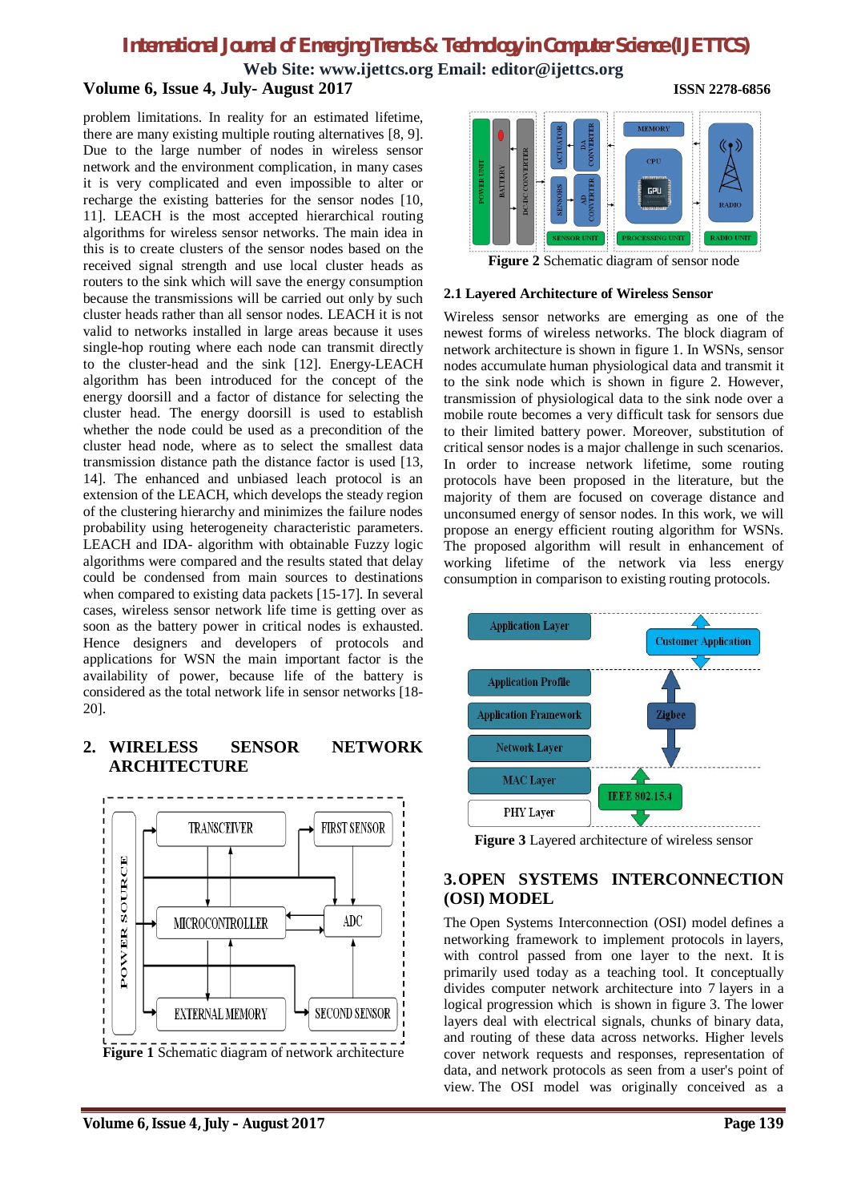problem limitations. In reality for an estimated lifetime, there are many existing multiple routing alternatives [8, 9]. Due to the large number of nodes in wireless sensor network and the environment complication, in many cases it is very complicated and even impossible to alter or recharge the existing batteries for the sensor nodes [10, 11]. LEACH is the most accepted hierarchical routing algorithms for wireless sensor networks. The main idea in this is to create clusters of the sensor nodes based on the received signal strength and use local cluster heads as routers to the sink which will save the energy consumption because the transmissions will be carried out only by such cluster heads rather than all sensor nodes. LEACH it is not valid to networks installed in large areas because it uses single-hop routing where each node can transmit directly to the cluster-head and the sink [12]. Energy-LEACH algorithm has been introduced for the concept of the energy doorsill and a factor of distance for selecting the cluster head. The energy doorsill is used to establish whether the node could be used as a precondition of the cluster head node, where as to select the smallest data transmission distance path the distance factor is used [13, 14]. The enhanced and unbiased leach protocol is an extension of the LEACH, which develops the steady region of the clustering hierarchy and minimizes the failure nodes probability using heterogeneity characteristic parameters. LEACH and IDA- algorithm with obtainable Fuzzy logic algorithms were compared and the results stated that delay could be condensed from main sources to destinations when compared to existing data packets [15-17]. In several cases, wireless sensor network life time is getting over as soon as the battery power in critical nodes is exhausted. Hence designers and developers of protocols and applications for WSN the main important factor is the availability of power, because life of the battery is considered as the total network life in sensor networks [18-20].

## 2. WIRELESS SENSOR NETWORK ARCHITECTURE

**Figure 1** Schematic diagram of network architecture

**Figure 2** Schematic diagram of sensor node

### 2.1 Layered Architecture of Wireless Sensor

Wireless sensor networks are emerging as one of the newest forms of wireless networks. The block diagram of network architecture is shown in figure 1. In WSNs, sensor nodes accumulate human physiological data and transmit it to the sink node which is shown in figure 2. However, transmission of physiological data to the sink node over a mobile route becomes a very difficult task for sensors due to their limited battery power. Moreover, substitution of critical sensor nodes is a major challenge in such scenarios. In order to increase network lifetime, some routing protocols have been proposed in the literature, but the majority of them are focused on coverage distance and unconsumed energy of sensor nodes. In this work, we will propose an energy efficient routing algorithm for WSNs. The proposed algorithm will result in enhancement of working lifetime of the network via less energy consumption in comparison to existing routing protocols.

**Figure 3** Layered architecture of wireless sensor

## 3. OPEN SYSTEMS INTERCONNECTION (OSI) MODEL

The Open Systems Interconnection (OSI) model defines a networking framework to implement protocols in layers, with control passed from one layer to the next. It is primarily used today as a teaching tool. It conceptually divides computer network architecture into 7 layers in a logical progression which is shown in figure 3. The lower layers deal with electrical signals, chunks of binary data, and routing of these data across networks. Higher levels cover network requests and responses, representation of data, and network protocols as seen from a user's point of view. The OSI model was originally conceived as a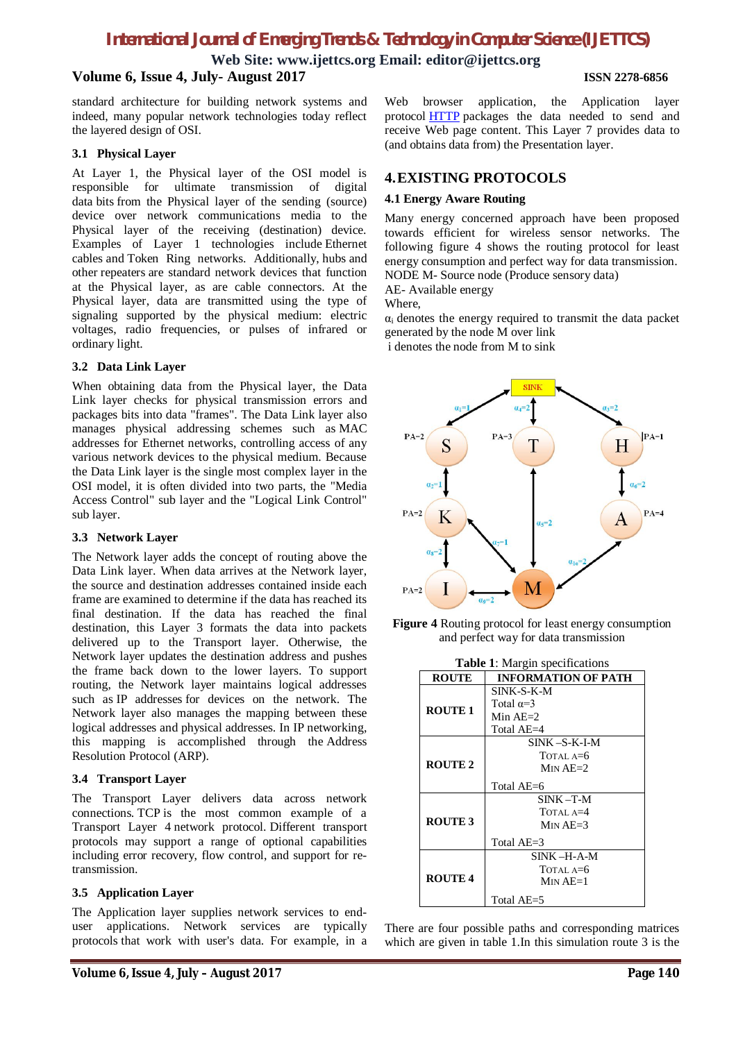standard architecture for building network systems and indeed, many popular network technologies today reflect the layered design of OSI.

### 3.1 Physical Layer

At Layer 1, the Physical layer of the OSI model is responsible for ultimate transmission of digital data bits from the Physical layer of the sending (source) device over network communications media to the Physical layer of the receiving (destination) device. Examples of Layer 1 technologies include Ethernet cables and Token Ring networks. Additionally, hubs and other repeaters are standard network devices that function at the Physical layer, as are cable connectors. At the Physical layer, data are transmitted using the type of signaling supported by the physical medium: electric voltages, radio frequencies, or pulses of infrared or ordinary light.

### 3.2 Data Link Layer

When obtaining data from the Physical layer, the Data Link layer checks for physical transmission errors and packages bits into data "frames". The Data Link layer also manages physical addressing schemes such as MAC addresses for Ethernet networks, controlling access of any various network devices to the physical medium. Because the Data Link layer is the single most complex layer in the OSI model, it is often divided into two parts, the "Media Access Control" sub layer and the "Logical Link Control" sub layer.

### 3.3 Network Layer

The Network layer adds the concept of routing above the Data Link layer. When data arrives at the Network layer, the source and destination addresses contained inside each frame are examined to determine if the data has reached its final destination. If the data has reached the final destination, this Layer 3 formats the data into packets delivered up to the Transport layer. Otherwise, the Network layer updates the destination address and pushes the frame back down to the lower layers. To support routing, the Network layer maintains logical addresses such as IP addresses for devices on the network. The Network layer also manages the mapping between these logical addresses and physical addresses. In IP networking, this mapping is accomplished through the Address Resolution Protocol (ARP).

### 3.4 Transport Layer

The Transport Layer delivers data across network connections. TCP is the most common example of a Transport Layer 4 network protocol. Different transport protocols may support a range of optional capabilities including error recovery, flow control, and support for re-transmission.

### 3.5 Application Layer

The Application layer supplies network services to end-user applications. Network services are typically protocols that work with user's data. For example, in a Web browser application, the Application layer protocol HTTP packages the data needed to send and receive Web page content. This Layer 7 provides data to (and obtains data from) the Presentation layer.

## 4. EXISTING PROTOCOLS

### 4.1 Energy Aware Routing

Many energy concerned approach have been proposed towards efficient for wireless sensor networks. The following figure 4 shows the routing protocol for least energy consumption and perfect way for data transmission.
NODE M- Source node (Produce sensory data)
AE- Available energy
Where,
$\alpha_i$ denotes the energy required to transmit the data packet generated by the node M over link
i denotes the node from M to sink

**Figure 4** Routing protocol for least energy consumption and perfect way for data transmission

**Table 1**: Margin specifications

| ROUTE | INFORMATION OF PATH |
|---|---|
| ROUTE 1 | SINK-S-K-M<br>Total α=3<br>Min AE=2<br>Total AE=4 |
| ROUTE 2 | SINK –S-K-I-M<br>Total A=6<br>Min AE=2<br>Total AE=6 |
| ROUTE 3 | SINK –T-M<br>Total A=4<br>Min AE=3<br>Total AE=3 |
| ROUTE 4 | SINK –H-A-M<br>Total A=6<br>Min AE=1<br>Total AE=5 |

There are four possible paths and corresponding matrices which are given in table 1.In this simulation route 3 is the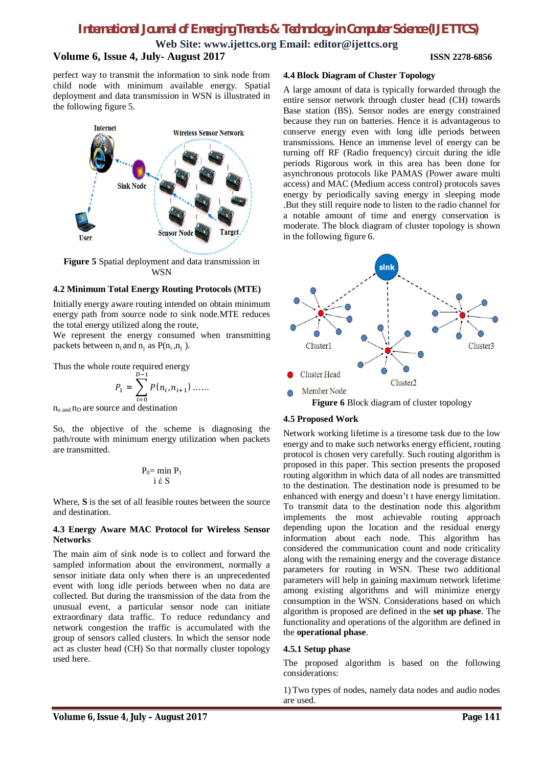perfect way to transmit the information to sink node from child node with minimum available energy. Spatial deployment and data transmission in WSN is illustrated in the following figure 5.

**Figure 5** Spatial deployment and data transmission in WSN

### 4.2 Minimum Total Energy Routing Protocols (MTE)

Initially energy aware routing intended on obtain minimum energy path from source node to sink node.MTE reduces the total energy utilized along the route,

We represent the energy consumed when transmitting packets between $n_i$ and $n_j$ as $P(n_i, n_j)$.

Thus the whole route required energy

$$P_1 = \sum_{i=0}^{D-1} P(n_i, n_{i+1}) \ldots\ldots$$

$n_o$ and $n_D$ are source and destination

So, the objective of the scheme is diagnosing the path/route with minimum energy utilization when packets are transmitted.

$$P_0 = \min_{i \in S} P_1$$

Where, **S** is the set of all feasible routes between the source and destination.

### 4.3 Energy Aware MAC Protocol for Wireless Sensor Networks

The main aim of sink node is to collect and forward the sampled information about the environment, normally a sensor initiate data only when there is an unprecedented event with long idle periods between when no data are collected. But during the transmission of the data from the unusual event, a particular sensor node can initiate extraordinary data traffic. To reduce redundancy and network congestion the traffic is accumulated with the group of sensors called clusters. In which the sensor node act as cluster head (CH) So that normally cluster topology used here.

### 4.4 Block Diagram of Cluster Topology

A large amount of data is typically forwarded through the entire sensor network through cluster head (CH) towards Base station (BS). Sensor nodes are energy constrained because they run on batteries. Hence it is advantageous to conserve energy even with long idle periods between transmissions. Hence an immense level of energy can be turning off RF (Radio frequency) circuit during the idle periods Rigorous work in this area has been done for asynchronous protocols like PAMAS (Power aware multi access) and MAC (Medium access control) protocols saves energy by periodically saving energy in sleeping mode .But they still require node to listen to the radio channel for a notable amount of time and energy conservation is moderate. The block diagram of cluster topology is shown in the following figure 6.

**Figure 6** Block diagram of cluster topology

### 4.5 Proposed Work

Network working lifetime is a tiresome task due to the low energy and to make such networks energy efficient, routing protocol is chosen very carefully. Such routing algorithm is proposed in this paper. This section presents the proposed routing algorithm in which data of all nodes are transmitted to the destination. The destination node is presumed to be enhanced with energy and doesn't have energy limitation. To transmit data to the destination node this algorithm implements the most achievable routing approach depending upon the location and the residual energy information about each node. This algorithm has considered the communication count and node criticality along with the remaining energy and the coverage distance parameters for routing in WSN. These two additional parameters will help in gaining maximum network lifetime among existing algorithms and will minimize energy consumption in the WSN. Considerations based on which algorithm is proposed are defined in the **set up phase**. The functionality and operations of the algorithm are defined in the **operational phase**.

#### 4.5.1 Setup phase

The proposed algorithm is based on the following considerations:

1) Two types of nodes, namely data nodes and audio nodes are used.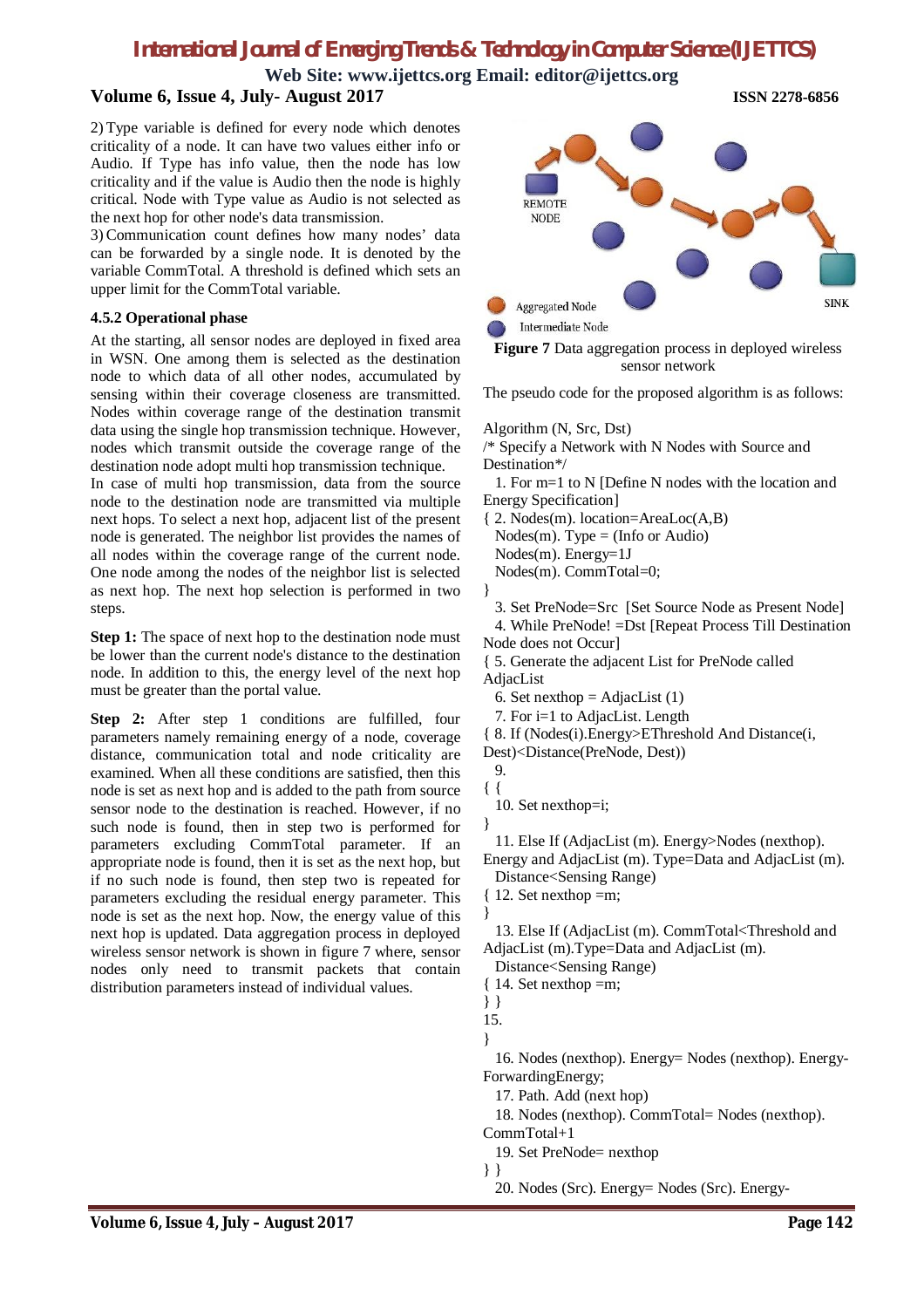2) Type variable is defined for every node which denotes criticality of a node. It can have two values either info or Audio. If Type has info value, then the node has low criticality and if the value is Audio then the node is highly critical. Node with Type value as Audio is not selected as the next hop for other node's data transmission.

3) Communication count defines how many nodes' data can be forwarded by a single node. It is denoted by the variable CommTotal. A threshold is defined which sets an upper limit for the CommTotal variable.

#### 4.5.2 Operational phase

At the starting, all sensor nodes are deployed in fixed area in WSN. One among them is selected as the destination node to which data of all other nodes, accumulated by sensing within their coverage closeness are transmitted. Nodes within coverage range of the destination transmit data using the single hop transmission technique. However, nodes which transmit outside the coverage range of the destination node adopt multi hop transmission technique.

In case of multi hop transmission, data from the source node to the destination node are transmitted via multiple next hops. To select a next hop, adjacent list of the present node is generated. The neighbor list provides the names of all nodes within the coverage range of the current node. One node among the nodes of the neighbor list is selected as next hop. The next hop selection is performed in two steps.

**Step 1:** The space of next hop to the destination node must be lower than the current node's distance to the destination node. In addition to this, the energy level of the next hop must be greater than the portal value.

**Step 2:** After step 1 conditions are fulfilled, four parameters namely remaining energy of a node, coverage distance, communication total and node criticality are examined. When all these conditions are satisfied, then this node is set as next hop and is added to the path from source sensor node to the destination is reached. However, if no such node is found, then in step two is performed for parameters excluding CommTotal parameter. If an appropriate node is found, then it is set as the next hop, but if no such node is found, then step two is repeated for parameters excluding the residual energy parameter. This node is set as the next hop. Now, the energy value of this next hop is updated. Data aggregation process in deployed wireless sensor network is shown in figure 7 where, sensor nodes only need to transmit packets that contain distribution parameters instead of individual values.

REMOTE NODE
SINK
Aggregated Node
Intermediate Node

**Figure 7** Data aggregation process in deployed wireless sensor network

The pseudo code for the proposed algorithm is as follows:

```
Algorithm (N, Src, Dst)
/* Specify a Network with N Nodes with Source and Destination*/
  1. For m=1 to N [Define N nodes with the location and Energy Specification]
{ 2. Nodes(m). location=AreaLoc(A,B)
  Nodes(m). Type = (Info or Audio)
  Nodes(m). Energy=1J
  Nodes(m). CommTotal=0;
}
  3. Set PreNode=Src  [Set Source Node as Present Node]
  4. While PreNode! =Dst [Repeat Process Till Destination Node does not Occur]
{ 5. Generate the adjacent List for PreNode called AdjacList
  6. Set nexthop = AdjacList (1)
  7. For i=1 to AdjacList. Length
{ 8. If (Nodes(i).Energy>EThreshold And Distance(i, Dest)<Distance(PreNode, Dest))
  9.
{ {
  10. Set nexthop=i;
}
  11. Else If (AdjacList (m). Energy>Nodes (nexthop). Energy and AdjacList (m). Type=Data and AdjacList (m). Distance<Sensing Range)
{ 12. Set nexthop =m;
}
  13. Else If (AdjacList (m). CommTotal<Threshold and AdjacList (m).Type=Data and AdjacList (m). Distance<Sensing Range)
{ 14. Set nexthop =m;
} }
15.
}
  16. Nodes (nexthop). Energy= Nodes (nexthop). Energy-ForwardingEnergy;
  17. Path. Add (next hop)
  18. Nodes (nexthop). CommTotal= Nodes (nexthop). CommTotal+1
  19. Set PreNode= nexthop
} }
  20. Nodes (Src). Energy= Nodes (Src). Energy-
```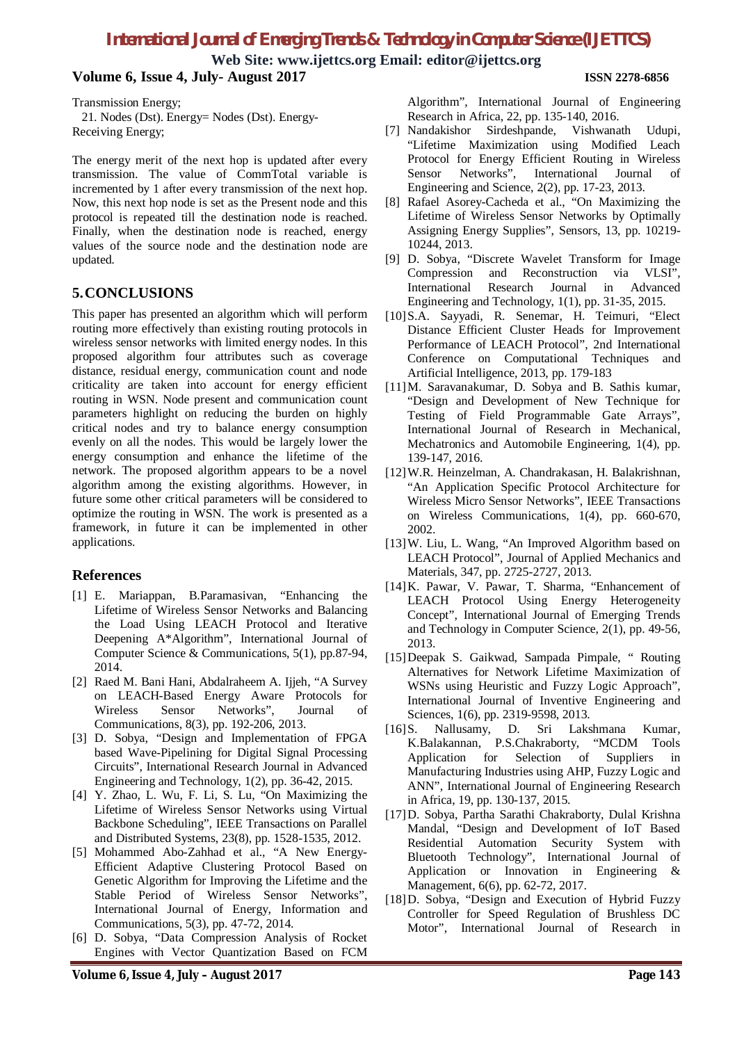Transmission Energy;

21. Nodes (Dst). Energy= Nodes (Dst). Energy-Receiving Energy;

The energy merit of the next hop is updated after every transmission. The value of CommTotal variable is incremented by 1 after every transmission of the next hop. Now, this next hop node is set as the Present node and this protocol is repeated till the destination node is reached. Finally, when the destination node is reached, energy values of the source node and the destination node are updated.

## 5. CONCLUSIONS

This paper has presented an algorithm which will perform routing more effectively than existing routing protocols in wireless sensor networks with limited energy nodes. In this proposed algorithm four attributes such as coverage distance, residual energy, communication count and node criticality are taken into account for energy efficient routing in WSN. Node present and communication count parameters highlight on reducing the burden on highly critical nodes and try to balance energy consumption evenly on all the nodes. This would be largely lower the energy consumption and enhance the lifetime of the network. The proposed algorithm appears to be a novel algorithm among the existing algorithms. However, in future some other critical parameters will be considered to optimize the routing in WSN. The work is presented as a framework, in future it can be implemented in other applications.

## References

[1] E. Mariappan, B.Paramasivan, "Enhancing the Lifetime of Wireless Sensor Networks and Balancing the Load Using LEACH Protocol and Iterative Deepening A*Algorithm", International Journal of Computer Science & Communications, 5(1), pp.87-94, 2014.

[2] Raed M. Bani Hani, Abdalraheem A. Ijjeh, "A Survey on LEACH-Based Energy Aware Protocols for Wireless Sensor Networks", Journal of Communications, 8(3), pp. 192-206, 2013.

[3] D. Sobya, "Design and Implementation of FPGA based Wave-Pipelining for Digital Signal Processing Circuits", International Research Journal in Advanced Engineering and Technology, 1(2), pp. 36-42, 2015.

[4] Y. Zhao, L. Wu, F. Li, S. Lu, "On Maximizing the Lifetime of Wireless Sensor Networks using Virtual Backbone Scheduling", IEEE Transactions on Parallel and Distributed Systems, 23(8), pp. 1528-1535, 2012.

[5] Mohammed Abo-Zahhad et al., "A New Energy-Efficient Adaptive Clustering Protocol Based on Genetic Algorithm for Improving the Lifetime and the Stable Period of Wireless Sensor Networks", International Journal of Energy, Information and Communications, 5(3), pp. 47-72, 2014.

[6] D. Sobya, "Data Compression Analysis of Rocket Engines with Vector Quantization Based on FCM Algorithm", International Journal of Engineering Research in Africa, 22, pp. 135-140, 2016.

[7] Nandakishor Sirdeshpande, Vishwanath Udupi, "Lifetime Maximization using Modified Leach Protocol for Energy Efficient Routing in Wireless Sensor Networks", International Journal of Engineering and Science, 2(2), pp. 17-23, 2013.

[8] Rafael Asorey-Cacheda et al., "On Maximizing the Lifetime of Wireless Sensor Networks by Optimally Assigning Energy Supplies", Sensors, 13, pp. 10219-10244, 2013.

[9] D. Sobya, "Discrete Wavelet Transform for Image Compression and Reconstruction via VLSI", International Research Journal in Advanced Engineering and Technology, 1(1), pp. 31-35, 2015.

[10] S.A. Sayyadi, R. Senemar, H. Teimuri, "Elect Distance Efficient Cluster Heads for Improvement Performance of LEACH Protocol", 2nd International Conference on Computational Techniques and Artificial Intelligence, 2013, pp. 179-183

[11] M. Saravanakumar, D. Sobya and B. Sathis kumar, "Design and Development of New Technique for Testing of Field Programmable Gate Arrays", International Journal of Research in Mechanical, Mechatronics and Automobile Engineering, 1(4), pp. 139-147, 2016.

[12] W.R. Heinzelman, A. Chandrakasan, H. Balakrishnan, "An Application Specific Protocol Architecture for Wireless Micro Sensor Networks", IEEE Transactions on Wireless Communications, 1(4), pp. 660-670, 2002.

[13] W. Liu, L. Wang, "An Improved Algorithm based on LEACH Protocol", Journal of Applied Mechanics and Materials, 347, pp. 2725-2727, 2013.

[14] K. Pawar, V. Pawar, T. Sharma, "Enhancement of LEACH Protocol Using Energy Heterogeneity Concept", International Journal of Emerging Trends and Technology in Computer Science, 2(1), pp. 49-56, 2013.

[15] Deepak S. Gaikwad, Sampada Pimpale, " Routing Alternatives for Network Lifetime Maximization of WSNs using Heuristic and Fuzzy Logic Approach", International Journal of Inventive Engineering and Sciences, 1(6), pp. 2319-9598, 2013.

[16] S. Nallusamy, D. Sri Lakshmana Kumar, K.Balakannan, P.S.Chakraborty, "MCDM Tools Application for Selection of Suppliers in Manufacturing Industries using AHP, Fuzzy Logic and ANN", International Journal of Engineering Research in Africa, 19, pp. 130-137, 2015.

[17] D. Sobya, Partha Sarathi Chakraborty, Dulal Krishna Mandal, "Design and Development of IoT Based Residential Automation Security System with Bluetooth Technology", International Journal of Application or Innovation in Engineering & Management, 6(6), pp. 62-72, 2017.

[18] D. Sobya, "Design and Execution of Hybrid Fuzzy Controller for Speed Regulation of Brushless DC Motor", International Journal of Research in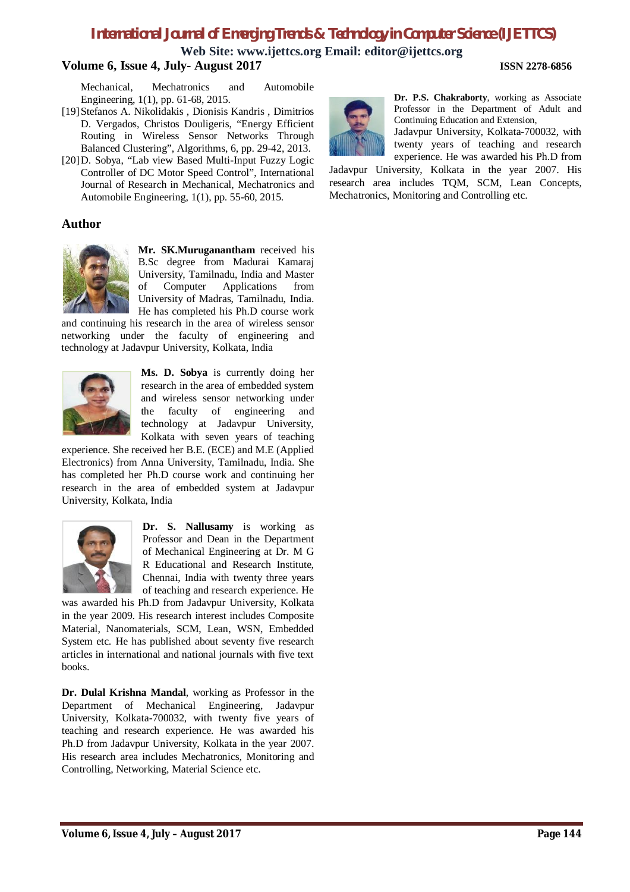Mechanical, Mechatronics and Automobile Engineering, 1(1), pp. 61-68, 2015.

[19] Stefanos A. Nikolidakis , Dionisis Kandris , Dimitrios D. Vergados, Christos Douligeris, "Energy Efficient Routing in Wireless Sensor Networks Through Balanced Clustering", Algorithms, 6, pp. 29-42, 2013.

[20] D. Sobya, "Lab view Based Multi-Input Fuzzy Logic Controller of DC Motor Speed Control", International Journal of Research in Mechanical, Mechatronics and Automobile Engineering, 1(1), pp. 55-60, 2015.

## Author

**Mr. SK.Muruganantham** received his B.Sc degree from Madurai Kamaraj University, Tamilnadu, India and Master of Computer Applications from University of Madras, Tamilnadu, India. He has completed his Ph.D course work and continuing his research in the area of wireless sensor networking under the faculty of engineering and technology at Jadavpur University, Kolkata, India

**Ms. D. Sobya** is currently doing her research in the area of embedded system and wireless sensor networking under the faculty of engineering and technology at Jadavpur University, Kolkata with seven years of teaching experience. She received her B.E. (ECE) and M.E (Applied Electronics) from Anna University, Tamilnadu, India. She has completed her Ph.D course work and continuing her research in the area of embedded system at Jadavpur University, Kolkata, India

**Dr. S. Nallusamy** is working as Professor and Dean in the Department of Mechanical Engineering at Dr. M G R Educational and Research Institute, Chennai, India with twenty three years of teaching and research experience. He was awarded his Ph.D from Jadavpur University, Kolkata in the year 2009. His research interest includes Composite Material, Nanomaterials, SCM, Lean, WSN, Embedded System etc. He has published about seventy five research articles in international and national journals with five text books.

**Dr. Dulal Krishna Mandal**, working as Professor in the Department of Mechanical Engineering, Jadavpur University, Kolkata-700032, with twenty five years of teaching and research experience. He was awarded his Ph.D from Jadavpur University, Kolkata in the year 2007. His research area includes Mechatronics, Monitoring and Controlling, Networking, Material Science etc.

**Dr. P.S. Chakraborty**, working as Associate Professor in the Department of Adult and Continuing Education and Extension, Jadavpur University, Kolkata-700032, with twenty years of teaching and research experience. He was awarded his Ph.D from Jadavpur University, Kolkata in the year 2007. His research area includes TQM, SCM, Lean Concepts, Mechatronics, Monitoring and Controlling etc.